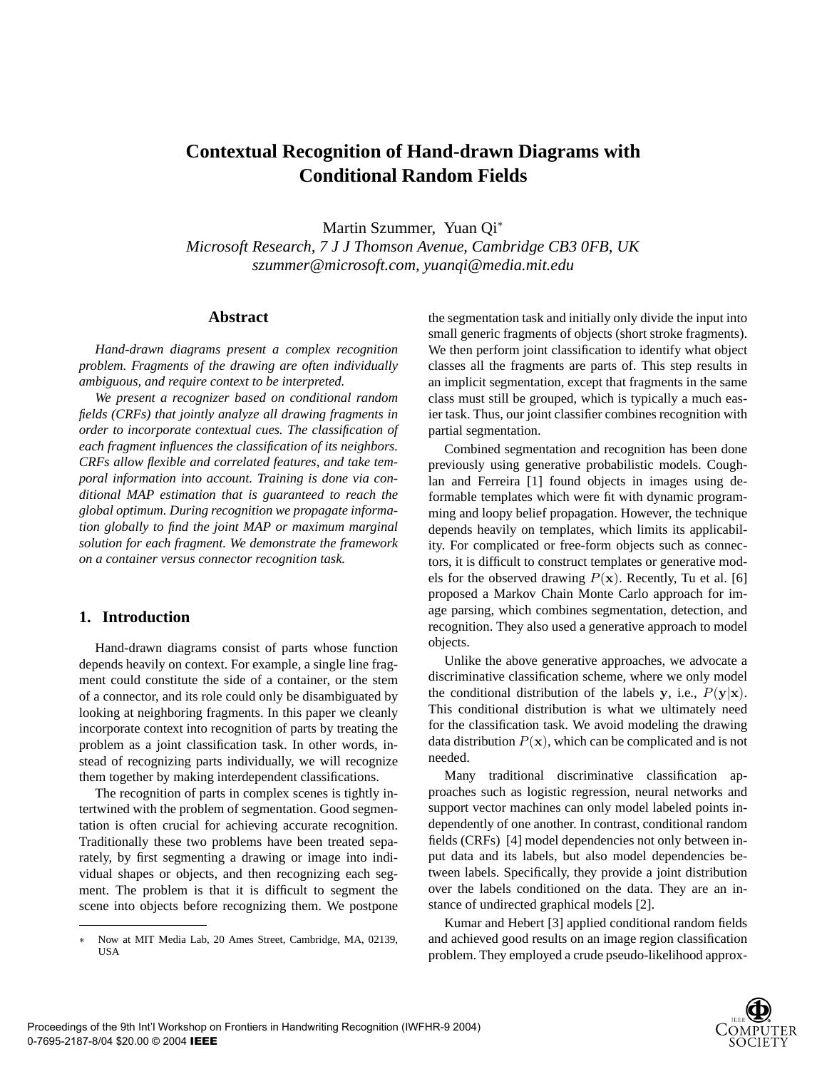# Contextual Recognition of Hand-drawn Diagrams with Conditional Random Fields

Martin Szummer, Yuan Qi*

*Microsoft Research, 7 J J Thomson Avenue, Cambridge CB3 0FB, UK*
*szummer@microsoft.com, yuanqi@media.mit.edu*

## Abstract

*Hand-drawn diagrams present a complex recognition problem. Fragments of the drawing are often individually ambiguous, and require context to be interpreted.*

*We present a recognizer based on conditional random fields (CRFs) that jointly analyze all drawing fragments in order to incorporate contextual cues. The classification of each fragment influences the classification of its neighbors. CRFs allow flexible and correlated features, and take temporal information into account. Training is done via conditional MAP estimation that is guaranteed to reach the global optimum. During recognition we propagate information globally to find the joint MAP or maximum marginal solution for each fragment. We demonstrate the framework on a container versus connector recognition task.*

## 1. Introduction

Hand-drawn diagrams consist of parts whose function depends heavily on context. For example, a single line fragment could constitute the side of a container, or the stem of a connector, and its role could only be disambiguated by looking at neighboring fragments. In this paper we cleanly incorporate context into recognition of parts by treating the problem as a joint classification task. In other words, instead of recognizing parts individually, we will recognize them together by making interdependent classifications.

The recognition of parts in complex scenes is tightly intertwined with the problem of segmentation. Good segmentation is often crucial for achieving accurate recognition. Traditionally these two problems have been treated separately, by first segmenting a drawing or image into individual shapes or objects, and then recognizing each segment. The problem is that it is difficult to segment the scene into objects before recognizing them. We postpone the segmentation task and initially only divide the input into small generic fragments of objects (short stroke fragments). We then perform joint classification to identify what object classes all the fragments are parts of. This step results in an implicit segmentation, except that fragments in the same class must still be grouped, which is typically a much easier task. Thus, our joint classifier combines recognition with partial segmentation.

Combined segmentation and recognition has been done previously using generative probabilistic models. Coughlan and Ferreira [1] found objects in images using deformable templates which were fit with dynamic programming and loopy belief propagation. However, the technique depends heavily on templates, which limits its applicability. For complicated or free-form objects such as connectors, it is difficult to construct templates or generative models for the observed drawing $P(\mathbf{x})$. Recently, Tu et al. [6] proposed a Markov Chain Monte Carlo approach for image parsing, which combines segmentation, detection, and recognition. They also used a generative approach to model objects.

Unlike the above generative approaches, we advocate a discriminative classification scheme, where we only model the conditional distribution of the labels $\mathbf{y}$, i.e., $P(\mathbf{y}|\mathbf{x})$. This conditional distribution is what we ultimately need for the classification task. We avoid modeling the drawing data distribution $P(\mathbf{x})$, which can be complicated and is not needed.

Many traditional discriminative classification approaches such as logistic regression, neural networks and support vector machines can only model labeled points independently of one another. In contrast, conditional random fields (CRFs) [4] model dependencies not only between input data and its labels, but also model dependencies between labels. Specifically, they provide a joint distribution over the labels conditioned on the data. They are an instance of undirected graphical models [2].

Kumar and Hebert [3] applied conditional random fields and achieved good results on an image region classification problem. They employed a crude pseudo-likelihood approx-

---

* Now at MIT Media Lab, 20 Ames Street, Cambridge, MA, 02139, USA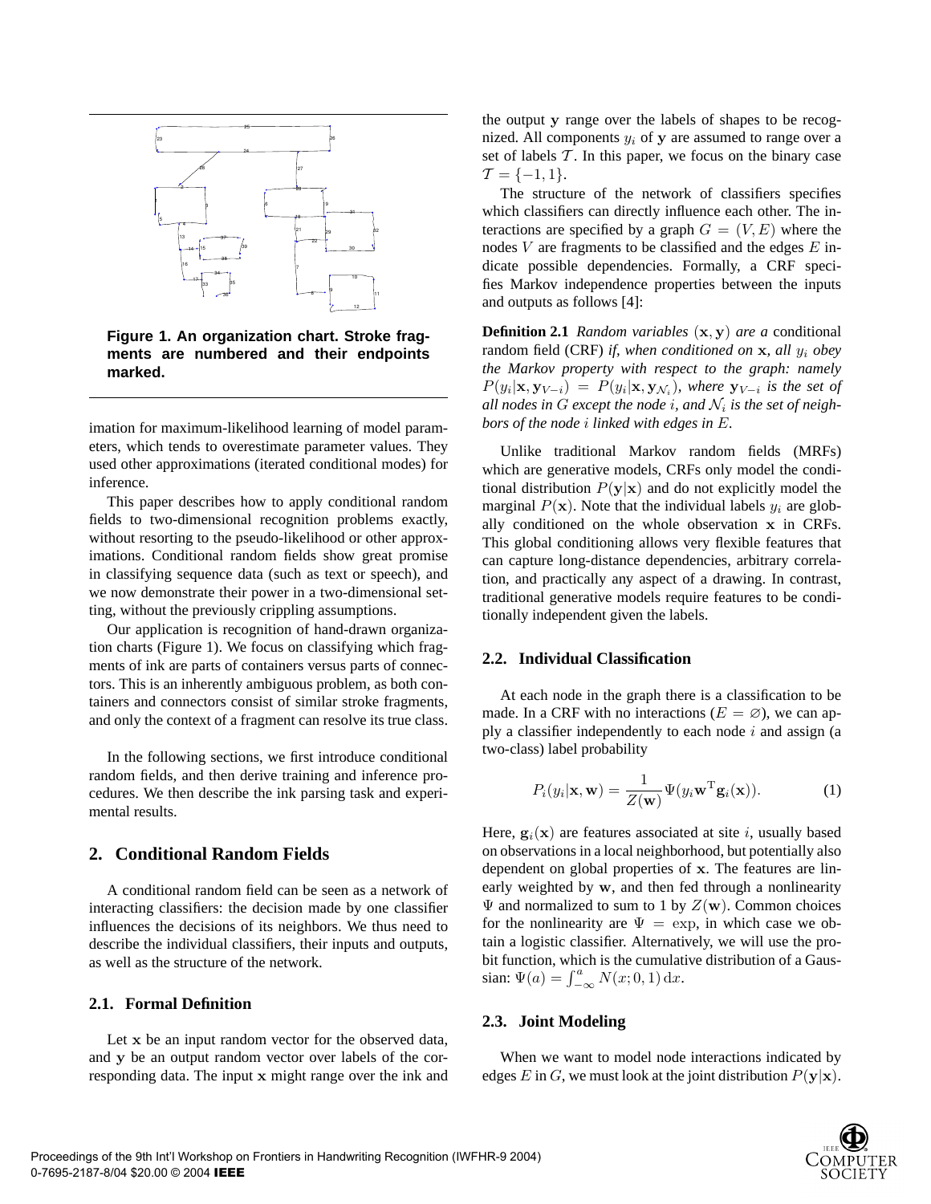**Figure 1. An organization chart. Stroke fragments are numbered and their endpoints marked.**

imation for maximum-likelihood learning of model parameters, which tends to overestimate parameter values. They used other approximations (iterated conditional modes) for inference.

This paper describes how to apply conditional random fields to two-dimensional recognition problems exactly, without resorting to the pseudo-likelihood or other approximations. Conditional random fields show great promise in classifying sequence data (such as text or speech), and we now demonstrate their power in a two-dimensional setting, without the previously crippling assumptions.

Our application is recognition of hand-drawn organization charts (Figure 1). We focus on classifying which fragments of ink are parts of containers versus parts of connectors. This is an inherently ambiguous problem, as both containers and connectors consist of similar stroke fragments, and only the context of a fragment can resolve its true class.

In the following sections, we first introduce conditional random fields, and then derive training and inference procedures. We then describe the ink parsing task and experimental results.

## 2. Conditional Random Fields

A conditional random field can be seen as a network of interacting classifiers: the decision made by one classifier influences the decisions of its neighbors. We thus need to describe the individual classifiers, their inputs and outputs, as well as the structure of the network.

### 2.1. Formal Definition

Let $\mathbf{x}$ be an input random vector for the observed data, and $\mathbf{y}$ be an output random vector over labels of the corresponding data. The input $\mathbf{x}$ might range over the ink and the output $\mathbf{y}$ range over the labels of shapes to be recognized. All components $y_i$ of $\mathbf{y}$ are assumed to range over a set of labels $\mathcal{T}$. In this paper, we focus on the binary case $\mathcal{T} = \{-1, 1\}$.

The structure of the network of classifiers specifies which classifiers can directly influence each other. The interactions are specified by a graph $G = (V, E)$ where the nodes $V$ are fragments to be classified and the edges $E$ indicate possible dependencies. Formally, a CRF specifies Markov independence properties between the inputs and outputs as follows [4]:

**Definition 2.1** *Random variables $(\mathbf{x}, \mathbf{y})$ are a* conditional random field (CRF) *if, when conditioned on $\mathbf{x}$, all $y_i$ obey the Markov property with respect to the graph: namely $P(y_i|\mathbf{x}, \mathbf{y}_{V-i}) = P(y_i|\mathbf{x}, \mathbf{y}_{\mathcal{N}_i})$, where $\mathbf{y}_{V-i}$ is the set of all nodes in $G$ except the node $i$, and $\mathcal{N}_i$ is the set of neighbors of the node $i$ linked with edges in $E$.*

Unlike traditional Markov random fields (MRFs) which are generative models, CRFs only model the conditional distribution $P(\mathbf{y}|\mathbf{x})$ and do not explicitly model the marginal $P(\mathbf{x})$. Note that the individual labels $y_i$ are globally conditioned on the whole observation $\mathbf{x}$ in CRFs. This global conditioning allows very flexible features that can capture long-distance dependencies, arbitrary correlation, and practically any aspect of a drawing. In contrast, traditional generative models require features to be conditionally independent given the labels.

### 2.2. Individual Classification

At each node in the graph there is a classification to be made. In a CRF with no interactions ($E = \varnothing$), we can apply a classifier independently to each node $i$ and assign (a two-class) label probability

$$P_i(y_i|\mathbf{x}, \mathbf{w}) = \frac{1}{Z(\mathbf{w})} \Psi(y_i \mathbf{w}^{\mathrm{T}} \mathbf{g}_i(\mathbf{x})). \tag{1}$$

Here, $\mathbf{g}_i(\mathbf{x})$ are features associated at site $i$, usually based on observations in a local neighborhood, but potentially also dependent on global properties of $\mathbf{x}$. The features are linearly weighted by $\mathbf{w}$, and then fed through a nonlinearity $\Psi$ and normalized to sum to 1 by $Z(\mathbf{w})$. Common choices for the nonlinearity are $\Psi = \exp$, in which case we obtain a logistic classifier. Alternatively, we will use the probit function, which is the cumulative distribution of a Gaussian: $\Psi(a) = \int_{-\infty}^{a} N(x; 0, 1)\, \mathrm{d}x$.

### 2.3. Joint Modeling

When we want to model node interactions indicated by edges $E$ in $G$, we must look at the joint distribution $P(\mathbf{y}|\mathbf{x})$.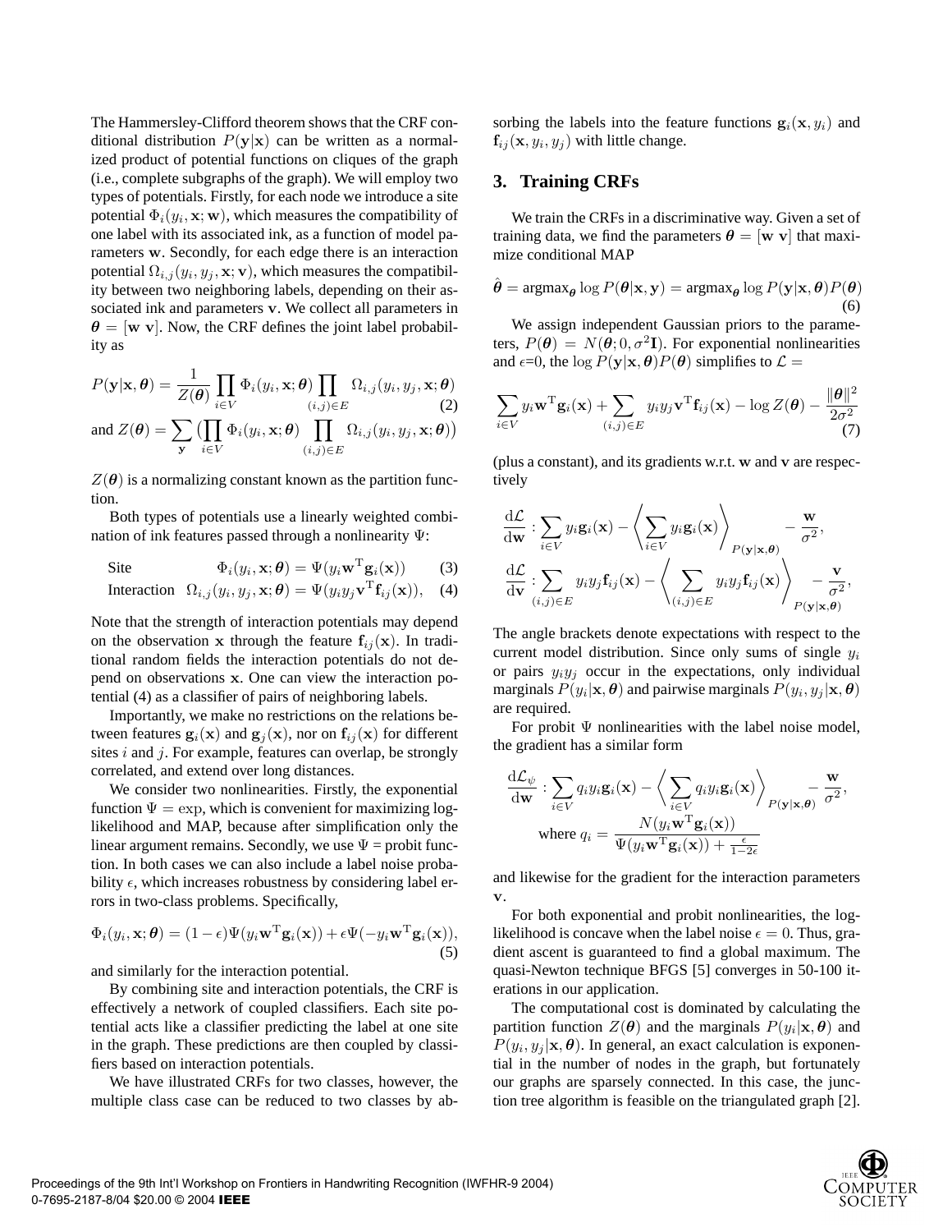The Hammersley-Clifford theorem shows that the CRF conditional distribution $P(\mathbf{y}|\mathbf{x})$ can be written as a normalized product of potential functions on cliques of the graph (i.e., complete subgraphs of the graph). We will employ two types of potentials. Firstly, for each node we introduce a site potential $\Phi_i(y_i, \mathbf{x}; \mathbf{w})$, which measures the compatibility of one label with its associated ink, as a function of model parameters $\mathbf{w}$. Secondly, for each edge there is an interaction potential $\Omega_{i,j}(y_i, y_j, \mathbf{x}; \mathbf{v})$, which measures the compatibility between two neighboring labels, depending on their associated ink and parameters $\mathbf{v}$. We collect all parameters in $\boldsymbol{\theta} = [\mathbf{w}\ \mathbf{v}]$. Now, the CRF defines the joint label probability as

$$P(\mathbf{y}|\mathbf{x}, \boldsymbol{\theta}) = \frac{1}{Z(\boldsymbol{\theta})} \prod_{i \in V} \Phi_i(y_i, \mathbf{x}; \boldsymbol{\theta}) \prod_{(i,j) \in E} \Omega_{i,j}(y_i, y_j, \mathbf{x}; \boldsymbol{\theta}) \tag{2}$$

$$\text{and } Z(\boldsymbol{\theta}) = \sum_{\mathbf{y}} \big( \prod_{i \in V} \Phi_i(y_i, \mathbf{x}; \boldsymbol{\theta}) \prod_{(i,j) \in E} \Omega_{i,j}(y_i, y_j, \mathbf{x}; \boldsymbol{\theta}) \big)$$

$Z(\boldsymbol{\theta})$ is a normalizing constant known as the partition function.

Both types of potentials use a linearly weighted combination of ink features passed through a nonlinearity $\Psi$:

$$\text{Site} \qquad \Phi_i(y_i, \mathbf{x}; \boldsymbol{\theta}) = \Psi(y_i \mathbf{w}^{\mathrm{T}} \mathbf{g}_i(\mathbf{x})) \tag{3}$$

$$\text{Interaction} \quad \Omega_{i,j}(y_i, y_j, \mathbf{x}; \boldsymbol{\theta}) = \Psi(y_i y_j \mathbf{v}^{\mathrm{T}} \mathbf{f}_{ij}(\mathbf{x})), \tag{4}$$

Note that the strength of interaction potentials may depend on the observation $\mathbf{x}$ through the feature $\mathbf{f}_{ij}(\mathbf{x})$. In traditional random fields the interaction potentials do not depend on observations $\mathbf{x}$. One can view the interaction potential (4) as a classifier of pairs of neighboring labels.

Importantly, we make no restrictions on the relations between features $\mathbf{g}_i(\mathbf{x})$ and $\mathbf{g}_j(\mathbf{x})$, nor on $\mathbf{f}_{ij}(\mathbf{x})$ for different sites $i$ and $j$. For example, features can overlap, be strongly correlated, and extend over long distances.

We consider two nonlinearities. Firstly, the exponential function $\Psi = \exp$, which is convenient for maximizing log-likelihood and MAP, because after simplification only the linear argument remains. Secondly, we use $\Psi$ = probit function. In both cases we can also include a label noise probability $\epsilon$, which increases robustness by considering label errors in two-class problems. Specifically,

$$\Phi_i(y_i, \mathbf{x}; \boldsymbol{\theta}) = (1-\epsilon)\Psi(y_i \mathbf{w}^{\mathrm{T}} \mathbf{g}_i(\mathbf{x})) + \epsilon \Psi(-y_i \mathbf{w}^{\mathrm{T}} \mathbf{g}_i(\mathbf{x})), \tag{5}$$

and similarly for the interaction potential.

By combining site and interaction potentials, the CRF is effectively a network of coupled classifiers. Each site potential acts like a classifier predicting the label at one site in the graph. These predictions are then coupled by classifiers based on interaction potentials.

We have illustrated CRFs for two classes, however, the multiple class case can be reduced to two classes by absorbing the labels into the feature functions $\mathbf{g}_i(\mathbf{x}, y_i)$ and $\mathbf{f}_{ij}(\mathbf{x}, y_i, y_j)$ with little change.

## 3. Training CRFs

We train the CRFs in a discriminative way. Given a set of training data, we find the parameters $\boldsymbol{\theta} = [\mathbf{w}\ \mathbf{v}]$ that maximize conditional MAP

$$\hat{\boldsymbol{\theta}} = \mathrm{argmax}_{\boldsymbol{\theta}} \log P(\boldsymbol{\theta}|\mathbf{x}, \mathbf{y}) = \mathrm{argmax}_{\boldsymbol{\theta}} \log P(\mathbf{y}|\mathbf{x}, \boldsymbol{\theta}) P(\boldsymbol{\theta}) \tag{6}$$

We assign independent Gaussian priors to the parameters, $P(\boldsymbol{\theta}) = N(\boldsymbol{\theta}; 0, \sigma^2 \mathbf{I})$. For exponential nonlinearities and $\epsilon$=0, the $\log P(\mathbf{y}|\mathbf{x}, \boldsymbol{\theta}) P(\boldsymbol{\theta})$ simplifies to $\mathcal{L}$ =

$$\sum_{i \in V} y_i \mathbf{w}^{\mathrm{T}} \mathbf{g}_i(\mathbf{x}) + \sum_{(i,j) \in E} y_i y_j \mathbf{v}^{\mathrm{T}} \mathbf{f}_{ij}(\mathbf{x}) - \log Z(\boldsymbol{\theta}) - \frac{\|\boldsymbol{\theta}\|^2}{2\sigma^2} \tag{7}$$

(plus a constant), and its gradients w.r.t. $\mathbf{w}$ and $\mathbf{v}$ are respectively

$$\frac{\mathrm{d}\mathcal{L}}{\mathrm{d}\mathbf{w}} : \sum_{i \in V} y_i \mathbf{g}_i(\mathbf{x}) - \left\langle \sum_{i \in V} y_i \mathbf{g}_i(\mathbf{x}) \right\rangle_{P(\mathbf{y}|\mathbf{x}, \boldsymbol{\theta})} - \frac{\mathbf{w}}{\sigma^2},$$

$$\frac{\mathrm{d}\mathcal{L}}{\mathrm{d}\mathbf{v}} : \sum_{(i,j) \in E} y_i y_j \mathbf{f}_{ij}(\mathbf{x}) - \left\langle \sum_{(i,j) \in E} y_i y_j \mathbf{f}_{ij}(\mathbf{x}) \right\rangle_{P(\mathbf{y}|\mathbf{x}, \boldsymbol{\theta})} - \frac{\mathbf{v}}{\sigma^2},$$

The angle brackets denote expectations with respect to the current model distribution. Since only sums of single $y_i$ or pairs $y_i y_j$ occur in the expectations, only individual marginals $P(y_i|\mathbf{x}, \boldsymbol{\theta})$ and pairwise marginals $P(y_i, y_j|\mathbf{x}, \boldsymbol{\theta})$ are required.

For probit $\Psi$ nonlinearities with the label noise model, the gradient has a similar form

$$\frac{\mathrm{d}\mathcal{L}_\psi}{\mathrm{d}\mathbf{w}} : \sum_{i \in V} q_i y_i \mathbf{g}_i(\mathbf{x}) - \left\langle \sum_{i \in V} q_i y_i \mathbf{g}_i(\mathbf{x}) \right\rangle_{P(\mathbf{y}|\mathbf{x}, \boldsymbol{\theta})} - \frac{\mathbf{w}}{\sigma^2},$$

$$\text{where } q_i = \frac{N(y_i \mathbf{w}^{\mathrm{T}} \mathbf{g}_i(\mathbf{x}))}{\Psi(y_i \mathbf{w}^{\mathrm{T}} \mathbf{g}_i(\mathbf{x})) + \frac{\epsilon}{1-2\epsilon}}$$

and likewise for the gradient for the interaction parameters $\mathbf{v}$.

For both exponential and probit nonlinearities, the log-likelihood is concave when the label noise $\epsilon = 0$. Thus, gradient ascent is guaranteed to find a global maximum. The quasi-Newton technique BFGS [5] converges in 50-100 iterations in our application.

The computational cost is dominated by calculating the partition function $Z(\boldsymbol{\theta})$ and the marginals $P(y_i|\mathbf{x}, \boldsymbol{\theta})$ and $P(y_i, y_j|\mathbf{x}, \boldsymbol{\theta})$. In general, an exact calculation is exponential in the number of nodes in the graph, but fortunately our graphs are sparsely connected. In this case, the junction tree algorithm is feasible on the triangulated graph [2].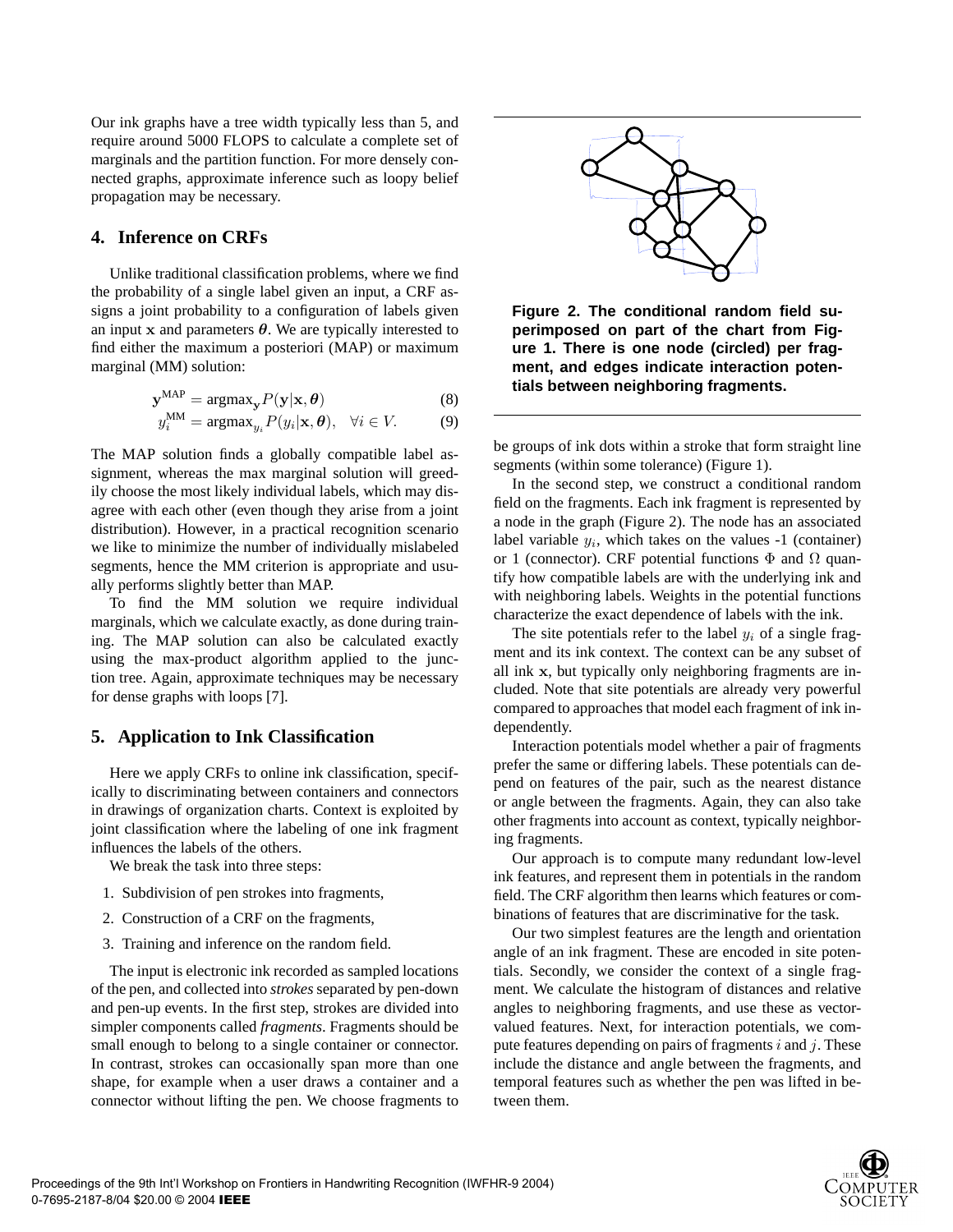Our ink graphs have a tree width typically less than 5, and require around 5000 FLOPS to calculate a complete set of marginals and the partition function. For more densely connected graphs, approximate inference such as loopy belief propagation may be necessary.

## 4. Inference on CRFs

Unlike traditional classification problems, where we find the probability of a single label given an input, a CRF assigns a joint probability to a configuration of labels given an input $\mathbf{x}$ and parameters $\boldsymbol{\theta}$. We are typically interested to find either the maximum a posteriori (MAP) or maximum marginal (MM) solution:

$$\mathbf{y}^{\text{MAP}} = \text{argmax}_{\mathbf{y}} P(\mathbf{y}|\mathbf{x}, \boldsymbol{\theta}) \tag{8}$$

$$y_i^{\text{MM}} = \text{argmax}_{y_i} P(y_i|\mathbf{x}, \boldsymbol{\theta}), \quad \forall i \in V. \tag{9}$$

The MAP solution finds a globally compatible label assignment, whereas the max marginal solution will greedily choose the most likely individual labels, which may disagree with each other (even though they arise from a joint distribution). However, in a practical recognition scenario we like to minimize the number of individually mislabeled segments, hence the MM criterion is appropriate and usually performs slightly better than MAP.

To find the MM solution we require individual marginals, which we calculate exactly, as done during training. The MAP solution can also be calculated exactly using the max-product algorithm applied to the junction tree. Again, approximate techniques may be necessary for dense graphs with loops [7].

## 5. Application to Ink Classification

Here we apply CRFs to online ink classification, specifically to discriminating between containers and connectors in drawings of organization charts. Context is exploited by joint classification where the labeling of one ink fragment influences the labels of the others.

We break the task into three steps:

1. Subdivision of pen strokes into fragments,
2. Construction of a CRF on the fragments,
3. Training and inference on the random field.

The input is electronic ink recorded as sampled locations of the pen, and collected into *strokes* separated by pen-down and pen-up events. In the first step, strokes are divided into simpler components called *fragments*. Fragments should be small enough to belong to a single container or connector. In contrast, strokes can occasionally span more than one shape, for example when a user draws a container and a connector without lifting the pen. We choose fragments to be groups of ink dots within a stroke that form straight line segments (within some tolerance) (Figure 1).

**Figure 2. The conditional random field superimposed on part of the chart from Figure 1. There is one node (circled) per fragment, and edges indicate interaction potentials between neighboring fragments.**

In the second step, we construct a conditional random field on the fragments. Each ink fragment is represented by a node in the graph (Figure 2). The node has an associated label variable $y_i$, which takes on the values -1 (container) or 1 (connector). CRF potential functions $\Phi$ and $\Omega$ quantify how compatible labels are with the underlying ink and with neighboring labels. Weights in the potential functions characterize the exact dependence of labels with the ink.

The site potentials refer to the label $y_i$ of a single fragment and its ink context. The context can be any subset of all ink $\mathbf{x}$, but typically only neighboring fragments are included. Note that site potentials are already very powerful compared to approaches that model each fragment of ink independently.

Interaction potentials model whether a pair of fragments prefer the same or differing labels. These potentials can depend on features of the pair, such as the nearest distance or angle between the fragments. Again, they can also take other fragments into account as context, typically neighboring fragments.

Our approach is to compute many redundant low-level ink features, and represent them in potentials in the random field. The CRF algorithm then learns which features or combinations of features that are discriminative for the task.

Our two simplest features are the length and orientation angle of an ink fragment. These are encoded in site potentials. Secondly, we consider the context of a single fragment. We calculate the histogram of distances and relative angles to neighboring fragments, and use these as vector-valued features. Next, for interaction potentials, we compute features depending on pairs of fragments $i$ and $j$. These include the distance and angle between the fragments, and temporal features such as whether the pen was lifted in between them.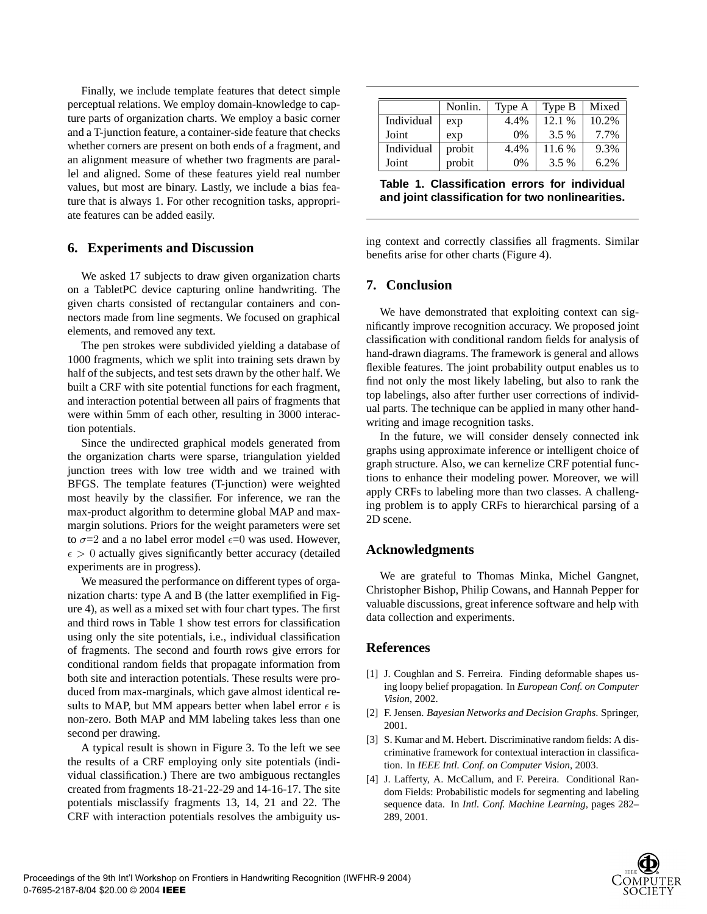Finally, we include template features that detect simple perceptual relations. We employ domain-knowledge to capture parts of organization charts. We employ a basic corner and a T-junction feature, a container-side feature that checks whether corners are present on both ends of a fragment, and an alignment measure of whether two fragments are parallel and aligned. Some of these features yield real number values, but most are binary. Lastly, we include a bias feature that is always 1. For other recognition tasks, appropriate features can be added easily.

## 6. Experiments and Discussion

We asked 17 subjects to draw given organization charts on a TabletPC device capturing online handwriting. The given charts consisted of rectangular containers and connectors made from line segments. We focused on graphical elements, and removed any text.

The pen strokes were subdivided yielding a database of 1000 fragments, which we split into training sets drawn by half of the subjects, and test sets drawn by the other half. We built a CRF with site potential functions for each fragment, and interaction potential between all pairs of fragments that were within 5mm of each other, resulting in 3000 interaction potentials.

Since the undirected graphical models generated from the organization charts were sparse, triangulation yielded junction trees with low tree width and we trained with BFGS. The template features (T-junction) were weighted most heavily by the classifier. For inference, we ran the max-product algorithm to determine global MAP and max-margin solutions. Priors for the weight parameters were set to $\sigma$=2 and a no label error model $\epsilon$=0 was used. However, $\epsilon > 0$ actually gives significantly better accuracy (detailed experiments are in progress).

We measured the performance on different types of organization charts: type A and B (the latter exemplified in Figure 4), as well as a mixed set with four chart types. The first and third rows in Table 1 show test errors for classification using only the site potentials, i.e., individual classification of fragments. The second and fourth rows give errors for conditional random fields that propagate information from both site and interaction potentials. These results were produced from max-marginals, which gave almost identical results to MAP, but MM appears better when label error $\epsilon$ is non-zero. Both MAP and MM labeling takes less than one second per drawing.

A typical result is shown in Figure 3. To the left we see the results of a CRF employing only site potentials (individual classification.) There are two ambiguous rectangles created from fragments 18-21-22-29 and 14-16-17. The site potentials misclassify fragments 13, 14, 21 and 22. The CRF with interaction potentials resolves the ambiguity using context and correctly classifies all fragments. Similar benefits arise for other charts (Figure 4).

| | Nonlin. | Type A | Type B | Mixed |
|---|---|---|---|---|
| Individual | exp | 4.4% | 12.1 % | 10.2% |
| Joint | exp | 0% | 3.5 % | 7.7% |
| Individual | probit | 4.4% | 11.6 % | 9.3% |
| Joint | probit | 0% | 3.5 % | 6.2% |

**Table 1. Classification errors for individual and joint classification for two nonlinearities.**

## 7. Conclusion

We have demonstrated that exploiting context can significantly improve recognition accuracy. We proposed joint classification with conditional random fields for analysis of hand-drawn diagrams. The framework is general and allows flexible features. The joint probability output enables us to find not only the most likely labeling, but also to rank the top labelings, also after further user corrections of individual parts. The technique can be applied in many other handwriting and image recognition tasks.

In the future, we will consider densely connected ink graphs using approximate inference or intelligent choice of graph structure. Also, we can kernelize CRF potential functions to enhance their modeling power. Moreover, we will apply CRFs to labeling more than two classes. A challenging problem is to apply CRFs to hierarchical parsing of a 2D scene.

## Acknowledgments

We are grateful to Thomas Minka, Michel Gangnet, Christopher Bishop, Philip Cowans, and Hannah Pepper for valuable discussions, great inference software and help with data collection and experiments.

## References

[1] J. Coughlan and S. Ferreira. Finding deformable shapes using loopy belief propagation. In *European Conf. on Computer Vision*, 2002.

[2] F. Jensen. *Bayesian Networks and Decision Graphs.* Springer, 2001.

[3] S. Kumar and M. Hebert. Discriminative random fields: A discriminative framework for contextual interaction in classification. In *IEEE Intl. Conf. on Computer Vision*, 2003.

[4] J. Lafferty, A. McCallum, and F. Pereira. Conditional Random Fields: Probabilistic models for segmenting and labeling sequence data. In *Intl. Conf. Machine Learning*, pages 282–289, 2001.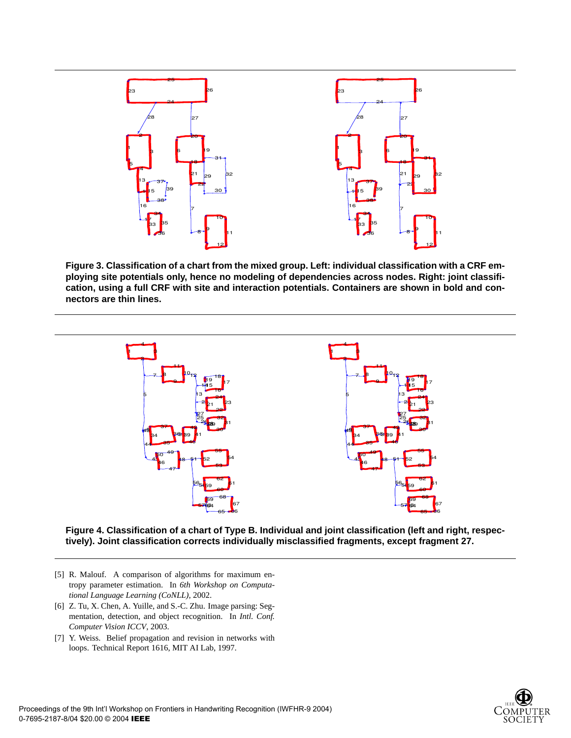Figure 3. Classification of a chart from the mixed group. Left: individual classification with a CRF employing site potentials only, hence no modeling of dependencies across nodes. Right: joint classification, using a full CRF with site and interaction potentials. Containers are shown in bold and connectors are thin lines.

Figure 4. Classification of a chart of Type B. Individual and joint classification (left and right, respectively). Joint classification corrects individually misclassified fragments, except fragment 27.

[5] R. Malouf. A comparison of algorithms for maximum entropy parameter estimation. In *6th Workshop on Computational Language Learning (CoNLL)*, 2002.

[6] Z. Tu, X. Chen, A. Yuille, and S.-C. Zhu. Image parsing: Segmentation, detection, and object recognition. In *Intl. Conf. Computer Vision ICCV*, 2003.

[7] Y. Weiss. Belief propagation and revision in networks with loops. Technical Report 1616, MIT AI Lab, 1997.